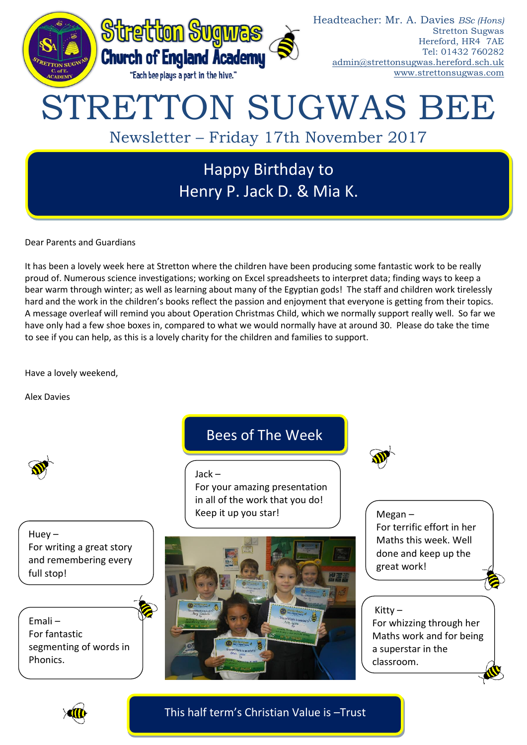**Stretton Sugwas Church of England Academy**

"Each bee plays a part in the hive."

Headteacher: Mr. A. Davies *BSc (Hons)*
Stretton Sugwas
Hereford, HR4 7AE
Tel: 01432 760282
admin@strettonsugwas.hereford.sch.uk
www.strettonsugwas.com

# STRETTON SUGWAS BEE

Newsletter – Friday 17th November 2017

## Happy Birthday to Henry P. Jack D. & Mia K.

Dear Parents and Guardians

It has been a lovely week here at Stretton where the children have been producing some fantastic work to be really proud of. Numerous science investigations; working on Excel spreadsheets to interpret data; finding ways to keep a bear warm through winter; as well as learning about many of the Egyptian gods! The staff and children work tirelessly hard and the work in the children's books reflect the passion and enjoyment that everyone is getting from their topics. A message overleaf will remind you about Operation Christmas Child, which we normally support really well. So far we have only had a few shoe boxes in, compared to what we would normally have at around 30. Please do take the time to see if you can help, as this is a lovely charity for the children and families to support.

Have a lovely weekend,

Alex Davies

## Bees of The Week

Jack – For your amazing presentation in all of the work that you do! Keep it up you star!

Huey – For writing a great story and remembering every full stop!

Emali – For fantastic segmenting of words in Phonics.

Megan – For terrific effort in her Maths this week. Well done and keep up the great work!

Kitty – For whizzing through her Maths work and for being a superstar in the classroom.

## This half term's Christian Value is –Trust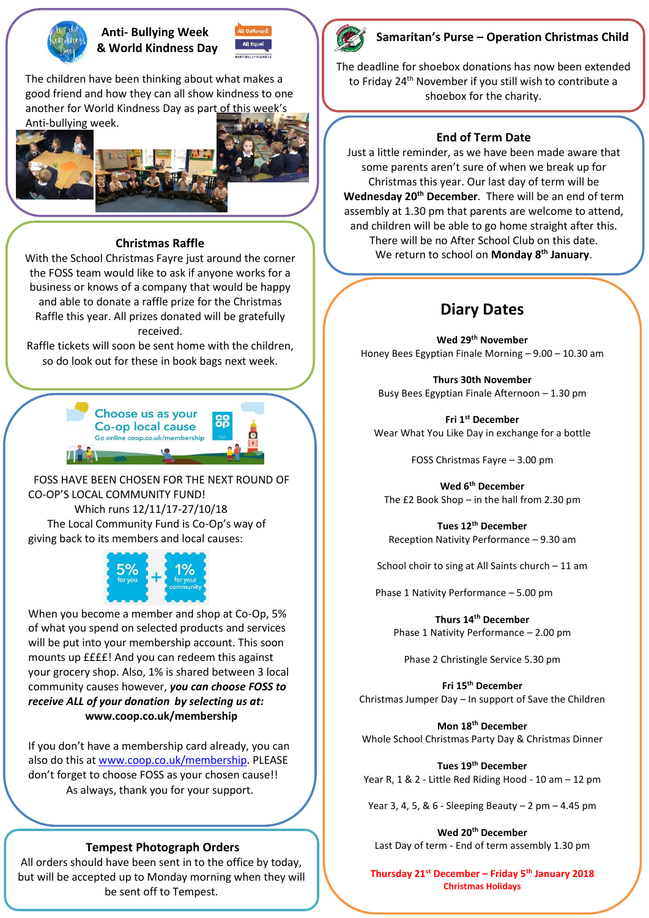## Anti- Bullying Week & World Kindness Day

The children have been thinking about what makes a good friend and how they can all show kindness to one another for World Kindness Day as part of this week's Anti-bullying week.

## Christmas Raffle

With the School Christmas Fayre just around the corner the FOSS team would like to ask if anyone works for a business or knows of a company that would be happy and able to donate a raffle prize for the Christmas Raffle this year. All prizes donated will be gratefully received.

Raffle tickets will soon be sent home with the children, so do look out for these in book bags next week.

## Choose us as your Co-op local cause

Go online coop.co.uk/membership

FOSS HAVE BEEN CHOSEN FOR THE NEXT ROUND OF CO-OP'S LOCAL COMMUNITY FUND!

Which runs 12/11/17-27/10/18

The Local Community Fund is Co-Op's way of giving back to its members and local causes:

5% for you + 1% for your community

When you become a member and shop at Co-Op, 5% of what you spend on selected products and services will be put into your membership account. This soon mounts up ££££! And you can redeem this against your grocery shop. Also, 1% is shared between 3 local community causes however, ***you can choose FOSS to receive ALL of your donation by selecting us at:***

**www.coop.co.uk/membership**

If you don't have a membership card already, you can also do this at www.coop.co.uk/membership. PLEASE don't forget to choose FOSS as your chosen cause!!

As always, thank you for your support.

## Tempest Photograph Orders

All orders should have been sent in to the office by today, but will be accepted up to Monday morning when they will be sent off to Tempest.

## Samaritan's Purse – Operation Christmas Child

The deadline for shoebox donations has now been extended to Friday 24th November if you still wish to contribute a shoebox for the charity.

## End of Term Date

Just a little reminder, as we have been made aware that some parents aren't sure of when we break up for Christmas this year. Our last day of term will be **Wednesday 20th December**. There will be an end of term assembly at 1.30 pm that parents are welcome to attend, and children will be able to go home straight after this. There will be no After School Club on this date.

We return to school on **Monday 8th January**.

## Diary Dates

**Wed 29th November**
Honey Bees Egyptian Finale Morning – 9.00 – 10.30 am

**Thurs 30th November**
Busy Bees Egyptian Finale Afternoon – 1.30 pm

**Fri 1st December**
Wear What You Like Day in exchange for a bottle

FOSS Christmas Fayre – 3.00 pm

**Wed 6th December**
The £2 Book Shop – in the hall from 2.30 pm

**Tues 12th December**
Reception Nativity Performance – 9.30 am

School choir to sing at All Saints church – 11 am

Phase 1 Nativity Performance – 5.00 pm

**Thurs 14th December**
Phase 1 Nativity Performance – 2.00 pm

Phase 2 Christingle Service 5.30 pm

**Fri 15th December**
Christmas Jumper Day – In support of Save the Children

**Mon 18th December**
Whole School Christmas Party Day & Christmas Dinner

**Tues 19th December**
Year R, 1 & 2 - Little Red Riding Hood - 10 am – 12 pm

Year 3, 4, 5, & 6 - Sleeping Beauty – 2 pm – 4.45 pm

**Wed 20th December**
Last Day of term - End of term assembly 1.30 pm

**Thursday 21st December – Friday 5th January 2018**
**Christmas Holidays**